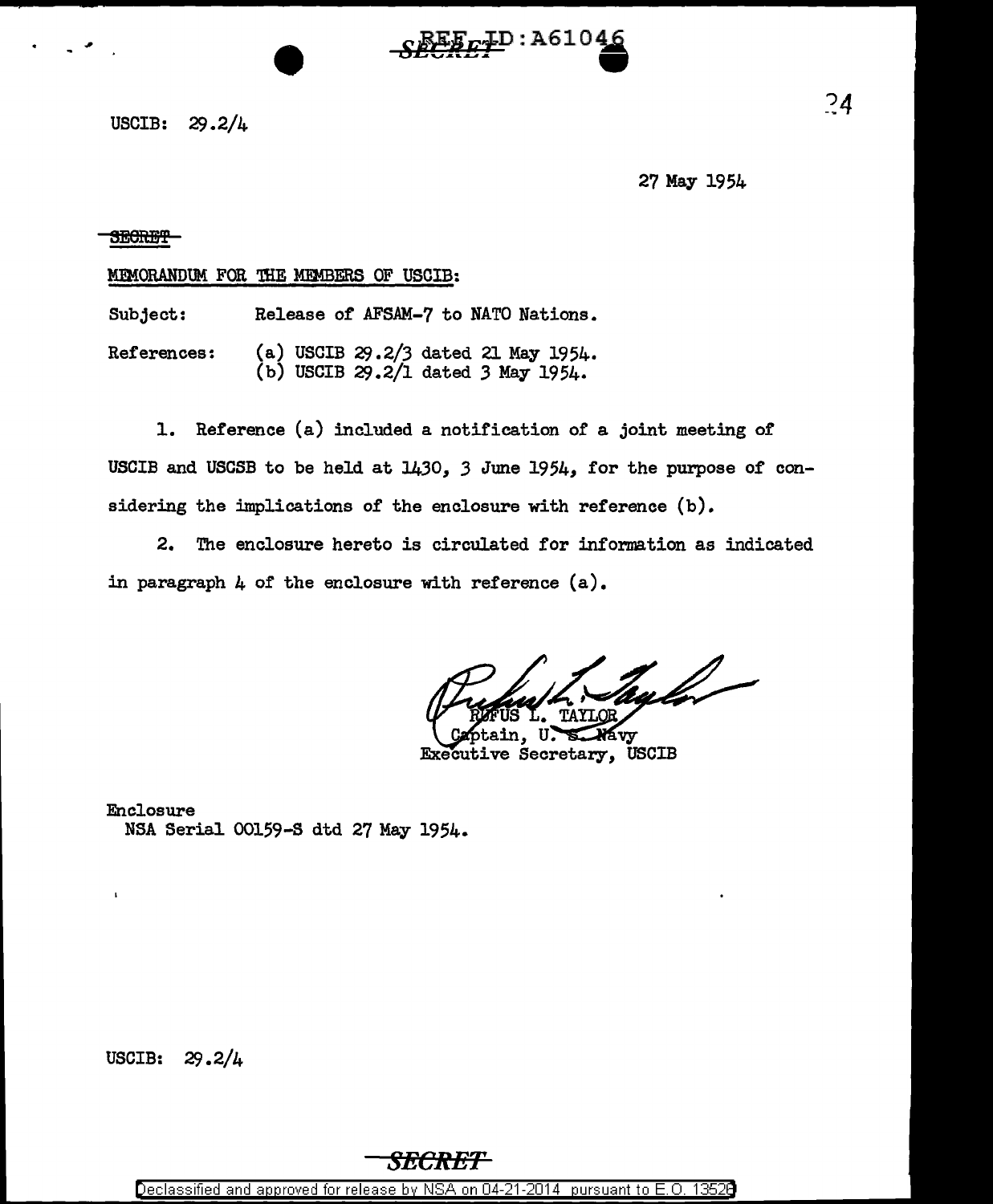REF ID:A61046

USCIB: 29.2/4

27 May 1954

~~SECRET~~

MEMORANDUM FOR THE MEMBERS OF USCIB:

Subject: Release of AFSAM-7 to NATO Nations.

References: (a) USCIB 29.2/3 dated 21 May 1954.
(b) USCIB 29.2/1 dated 3 May 1954.

1. Reference (a) included a notification of a joint meeting of USCIB and USCSB to be held at 1430, 3 June 1954, for the purpose of considering the implications of the enclosure with reference (b).

2. The enclosure hereto is circulated for information as indicated in paragraph 4 of the enclosure with reference (a).

RUFUS L. TAYLOR
Captain, U. S. Navy
Executive Secretary, USCIB

Enclosure
NSA Serial 00159-S dtd 27 May 1954.

USCIB: 29.2/4

SECRET

Declassified and approved for release by NSA on 04-21-2014 pursuant to E.O. 13526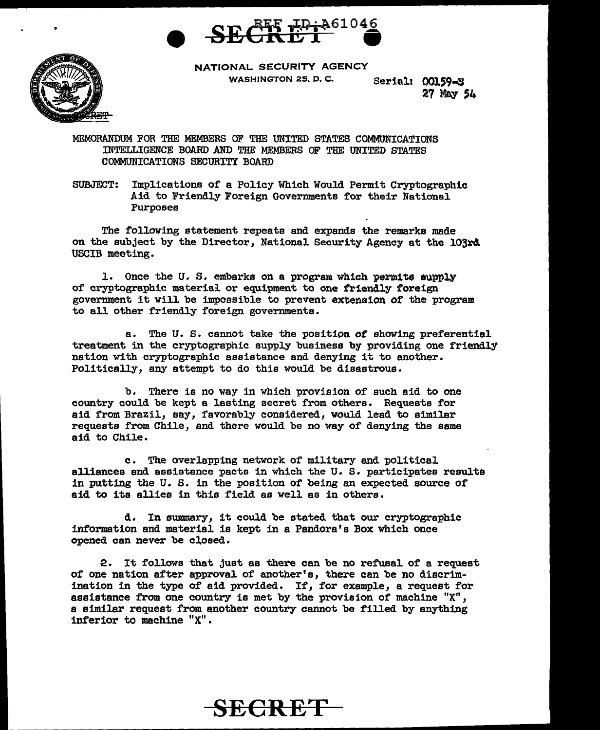SECRET

NATIONAL SECURITY AGENCY
WASHINGTON 25, D. C.

Serial: 00159-S
27 May 54

MEMORANDUM FOR THE MEMBERS OF THE UNITED STATES COMMUNICATIONS INTELLIGENCE BOARD AND THE MEMBERS OF THE UNITED STATES COMMUNICATIONS SECURITY BOARD

SUBJECT: Implications of a Policy Which Would Permit Cryptographic Aid to Friendly Foreign Governments for their National Purposes

The following statement repeats and expands the remarks made on the subject by the Director, National Security Agency at the 103rd USCIB meeting.

1. Once the U. S. embarks on a program which permits supply of cryptographic material or equipment to one friendly foreign government it will be impossible to prevent extension of the program to all other friendly foreign governments.

   a. The U. S. cannot take the position of showing preferential treatment in the cryptographic supply business by providing one friendly nation with cryptographic assistance and denying it to another. Politically, any attempt to do this would be disastrous.

   b. There is no way in which provision of such aid to one country could be kept a lasting secret from others. Requests for aid from Brazil, say, favorably considered, would lead to similar requests from Chile, and there would be no way of denying the same aid to Chile.

   c. The overlapping network of military and political alliances and assistance pacts in which the U. S. participates results in putting the U. S. in the position of being an expected source of aid to its allies in this field as well as in others.

   d. In summary, it could be stated that our cryptographic information and material is kept in a Pandora's Box which once opened can never be closed.

2. It follows that just as there can be no refusal of a request of one nation after approval of another's, there can be no discrimination in the type of aid provided. If, for example, a request for assistance from one country is met by the provision of machine "X", a similar request from another country cannot be filled by anything inferior to machine "X".

SECRET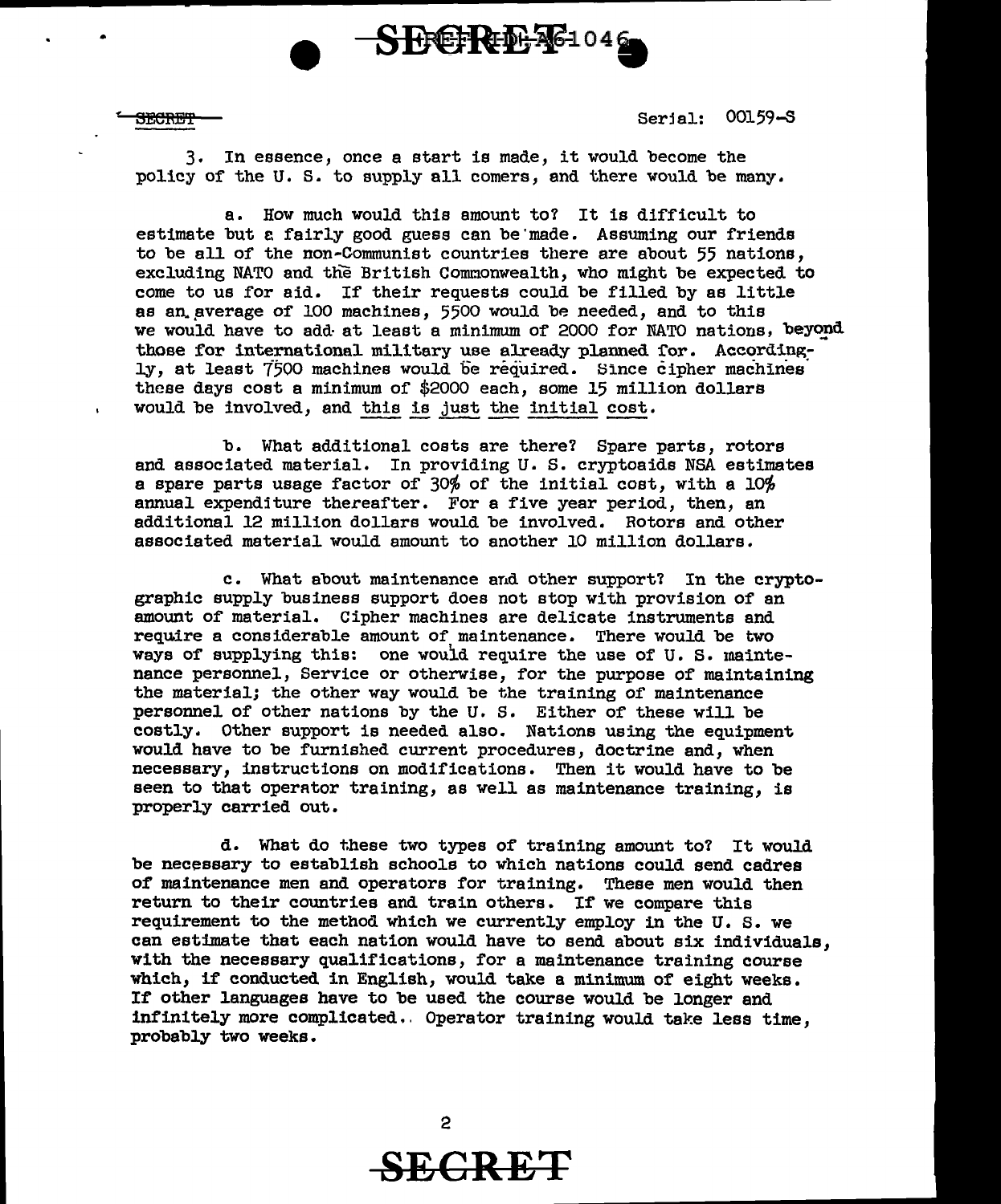SECRET

Serial: 00159-S

3. In essence, once a start is made, it would become the policy of the U. S. to supply all comers, and there would be many.

a. How much would this amount to? It is difficult to estimate but a fairly good guess can be made. Assuming our friends to be all of the non-Communist countries there are about 55 nations, excluding NATO and the British Commonwealth, who might be expected to come to us for aid. If their requests could be filled by as little as an average of 100 machines, 5500 would be needed, and to this we would have to add at least a minimum of 2000 for NATO nations, beyond those for international military use already planned for. Accordingly, at least 7500 machines would be required. Since cipher machines these days cost a minimum of $2000 each, some 15 million dollars would be involved, and <u>this is just the initial cost</u>.

b. What additional costs are there? Spare parts, rotors and associated material. In providing U. S. cryptoaids NSA estimates a spare parts usage factor of 30% of the initial cost, with a 10% annual expenditure thereafter. For a five year period, then, an additional 12 million dollars would be involved. Rotors and other associated material would amount to another 10 million dollars.

c. What about maintenance and other support? In the cryptographic supply business support does not stop with provision of an amount of material. Cipher machines are delicate instruments and require a considerable amount of maintenance. There would be two ways of supplying this: one would require the use of U. S. maintenance personnel, Service or otherwise, for the purpose of maintaining the material; the other way would be the training of maintenance personnel of other nations by the U. S. Either of these will be costly. Other support is needed also. Nations using the equipment would have to be furnished current procedures, doctrine and, when necessary, instructions on modifications. Then it would have to be seen to that operator training, as well as maintenance training, is properly carried out.

d. What do these two types of training amount to? It would be necessary to establish schools to which nations could send cadres of maintenance men and operators for training. These men would then return to their countries and train others. If we compare this requirement to the method which we currently employ in the U. S. we can estimate that each nation would have to send about six individuals, with the necessary qualifications, for a maintenance training course which, if conducted in English, would take a minimum of eight weeks. If other languages have to be used the course would be longer and infinitely more complicated. Operator training would take less time, probably two weeks.

SECRET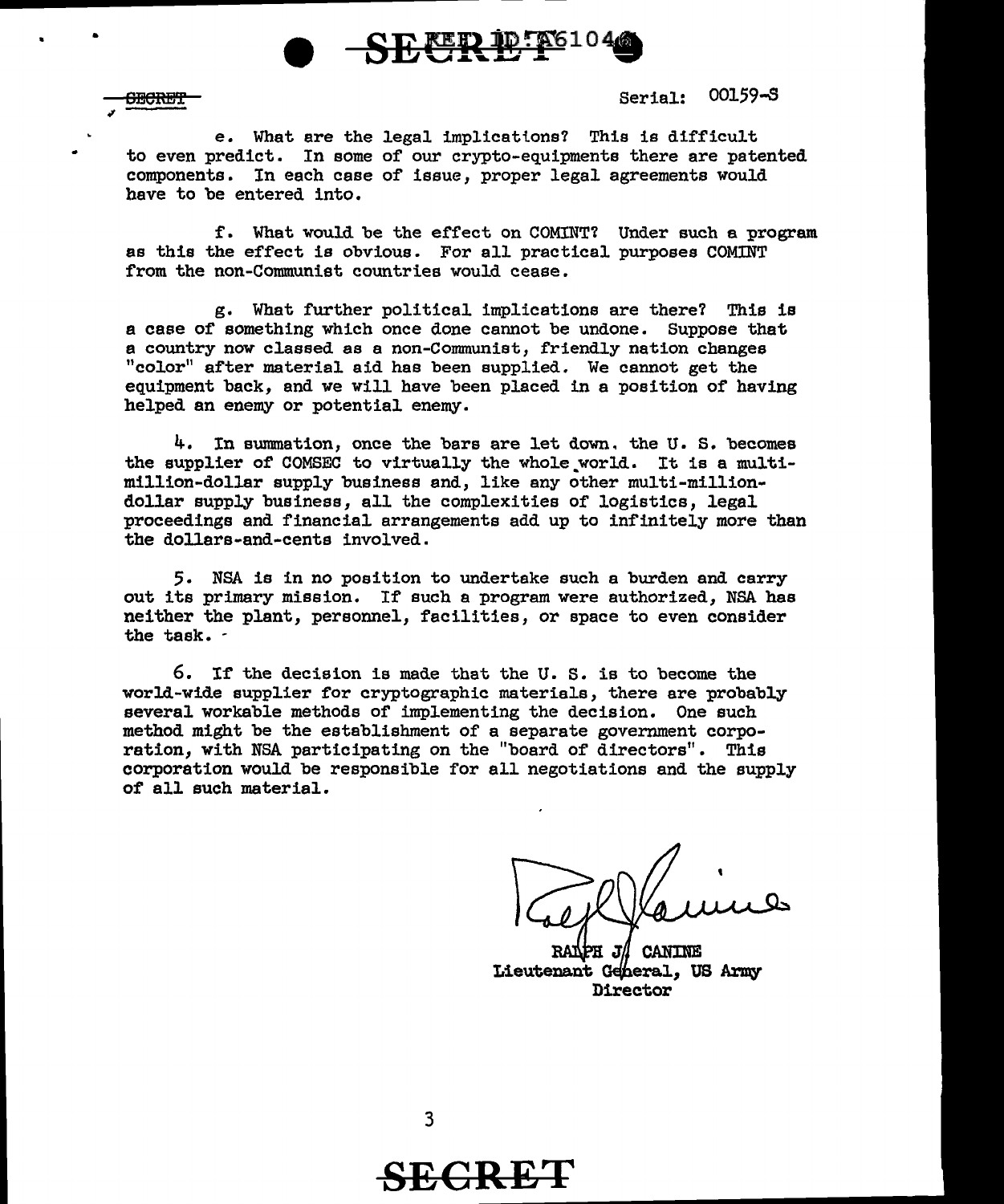SECRET

Serial: 00159-S

e. What are the legal implications? This is difficult to even predict. In some of our crypto-equipments there are patented components. In each case of issue, proper legal agreements would have to be entered into.

f. What would be the effect on COMINT? Under such a program as this the effect is obvious. For all practical purposes COMINT from the non-Communist countries would cease.

g. What further political implications are there? This is a case of something which once done cannot be undone. Suppose that a country now classed as a non-Communist, friendly nation changes "color" after material aid has been supplied. We cannot get the equipment back, and we will have been placed in a position of having helped an enemy or potential enemy.

4. In summation, once the bars are let down, the U. S. becomes the supplier of COMSEC to virtually the whole world. It is a multi-million-dollar supply business and, like any other multi-million-dollar supply business, all the complexities of logistics, legal proceedings and financial arrangements add up to infinitely more than the dollars-and-cents involved.

5. NSA is in no position to undertake such a burden and carry out its primary mission. If such a program were authorized, NSA has neither the plant, personnel, facilities, or space to even consider the task.

6. If the decision is made that the U. S. is to become the world-wide supplier for cryptographic materials, there are probably several workable methods of implementing the decision. One such method might be the establishment of a separate government corporation, with NSA participating on the "board of directors". This corporation would be responsible for all negotiations and the supply of all such material.

RALPH J. CANINE
Lieutenant General, US Army
Director

SECRET